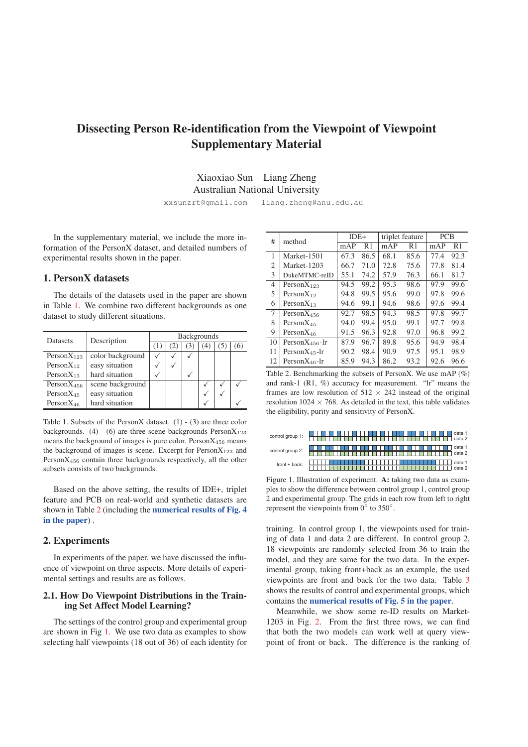# Dissecting Person Re-identification from the Viewpoint of Viewpoint
# Supplementary Material

Xiaoxiao Sun    Liang Zheng
Australian National University

xxsunzrt@gmail.com    liang.zheng@anu.edu.au

In the supplementary material, we include the more information of the PersonX dataset, and detailed numbers of experimental results shown in the paper.

## 1. PersonX datasets

The details of the datasets used in the paper are shown in Table 1. We combine two different backgrounds as one dataset to study different situations.

| Datasets | Description | Backgrounds | | | | | |
|---|---|---|---|---|---|---|---|
| | | (1) | (2) | (3) | (4) | (5) | (6) |
| PersonX$_{123}$ | color background | ✓ | ✓ | ✓ | | | |
| PersonX$_{12}$ | easy situation | ✓ | ✓ | | | | |
| PersonX$_{13}$ | hard situation | ✓ | | ✓ | | | |
| PersonX$_{456}$ | scene background | | | | ✓ | ✓ | ✓ |
| PersonX$_{45}$ | easy situation | | | | ✓ | ✓ | |
| PersonX$_{46}$ | hard situation | | | | ✓ | | ✓ |

Table 1. Subsets of the PersonX dataset. (1) - (3) are three color backgrounds. (4) - (6) are three scene backgrounds PersonX$_{123}$ means the background of images is pure color. PersonX$_{456}$ means the background of images is scene. Excerpt for PersonX$_{123}$ and PersonX$_{456}$ contain three backgrounds respectively, all the other subsets consists of two backgrounds.

Based on the above setting, the results of IDE+, triplet feature and PCB on real-world and synthetic datasets are shown in Table 2 (including the **numerical results of Fig. 4 in the paper**) .

| # | method | IDE+ | | triplet feature | | PCB | |
|---|---|---|---|---|---|---|---|
| | | mAP | R1 | mAP | R1 | mAP | R1 |
| 1 | Market-1501 | 67.3 | 86.5 | 68.1 | 85.6 | 77.4 | 92.3 |
| 2 | Market-1203 | 66.7 | 71.0 | 72.8 | 75.6 | 77.8 | 81.4 |
| 3 | DukeMTMC-reID | 55.1 | 74.2 | 57.9 | 76.3 | 66.1 | 81.7 |
| 4 | PersonX$_{123}$ | 94.5 | 99.2 | 95.3 | 98.6 | 97.9 | 99.6 |
| 5 | PersonX$_{12}$ | 94.8 | 99.5 | 95.6 | 99.0 | 97.8 | 99.6 |
| 6 | PersonX$_{13}$ | 94.6 | 99.1 | 94.6 | 98.6 | 97.6 | 99.4 |
| 7 | PersonX$_{456}$ | 92.7 | 98.5 | 94.3 | 98.5 | 97.8 | 99.7 |
| 8 | PersonX$_{45}$ | 94.0 | 99.4 | 95.0 | 99.1 | 97.7 | 99.8 |
| 9 | PersonX$_{46}$ | 91.5 | 96.3 | 92.8 | 97.0 | 96.8 | 99.2 |
| 10 | PersonX$_{456}$-lr | 87.9 | 96.7 | 89.8 | 95.6 | 94.9 | 98.4 |
| 11 | PersonX$_{45}$-lr | 90.2 | 98.4 | 90.9 | 97.5 | 95.1 | 98.9 |
| 12 | PersonX$_{46}$-lr | 85.9 | 94.3 | 86.2 | 93.2 | 92.6 | 96.6 |

Table 2. Benchmarking the subsets of PersonX. We use mAP (%) and rank-1 (R1, %) accuracy for measurement. "lr" means the frames are low resolution of $512 \times 242$ instead of the original resolution $1024 \times 768$. As detailed in the text, this table validates the eligibility, purity and sensitivity of PersonX.

## 2. Experiments

In experiments of the paper, we have discussed the influence of viewpoint on three aspects. More details of experimental settings and results are as follows.

### 2.1. How Do Viewpoint Distributions in the Training Set Affect Model Learning?

The settings of the control group and experimental group are shown in Fig 1. We use two data as examples to show selecting half viewpoints (18 out of 36) of each identity for training. In control group 1, the viewpoints used for training of data 1 and data 2 are different. In control group 2, 18 viewpoints are randomly selected from 36 to train the model, and they are same for the two data. In the experimental group, taking front+back as an example, the used viewpoints are front and back for the two data. Table 3 shows the results of control and experimental groups, which contains the **numerical results of Fig. 5 in the paper**.

Figure 1. Illustration of experiment. **A:** taking two data as examples to show the difference between control group 1, control group 2 and experimental group. The grids in each row from left to right represent the viewpoints from 0° to 350°.

Meanwhile, we show some re-ID results on Market-1203 in Fig. 2. From the first three rows, we can find that both the two models can work well at query viewpoint of front or back. The difference is the ranking of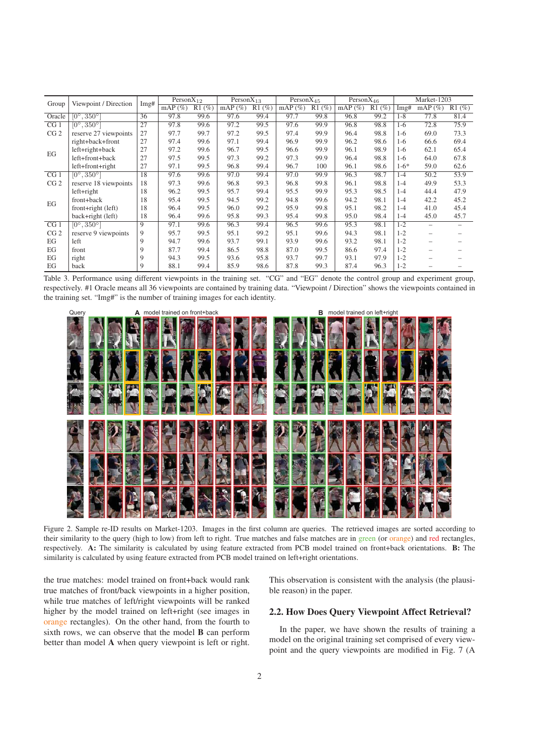| Group | Viewpoint / Direction | Img# | PersonX$_{12}$ | | PersonX$_{13}$ | | PersonX$_{45}$ | | PersonX$_{46}$ | | Market-1203 | | |
|---|---|---|---|---|---|---|---|---|---|---|---|---|---|
| | | | mAP (%) | R1 (%) | mAP (%) | R1 (%) | mAP (%) | R1 (%) | mAP (%) | R1 (%) | Img# | mAP (%) | R1 (%) |
| Oracle | $[0°, 350°]$ | 36 | 97.8 | 99.6 | 97.6 | 99.4 | 97.7 | 99.8 | 96.8 | 99.2 | 1-8 | 77.8 | 81.4 |
| CG 1 | $[0°, 350°]$ | 27 | 97.8 | 99.6 | 97.2 | 99.5 | 97.6 | 99.9 | 96.8 | 98.8 | 1-6 | 72.8 | 75.9 |
| CG 2 | reserve 27 viewpoints | 27 | 97.7 | 99.7 | 97.2 | 99.5 | 97.4 | 99.9 | 96.4 | 98.8 | 1-6 | 69.0 | 73.3 |
| EG | right+back+front | 27 | 97.4 | 99.6 | 97.1 | 99.4 | 96.9 | 99.9 | 96.2 | 98.6 | 1-6 | 66.6 | 69.4 |
| | left+right+back | 27 | 97.2 | 99.6 | 96.7 | 99.5 | 96.6 | 99.9 | 96.1 | 98.9 | 1-6 | 62.1 | 65.4 |
| | left+front+back | 27 | 97.5 | 99.5 | 97.3 | 99.2 | 97.3 | 99.9 | 96.4 | 98.8 | 1-6 | 64.0 | 67.8 |
| | left+front+right | 27 | 97.1 | 99.5 | 96.8 | 99.4 | 96.7 | 100 | 96.1 | 98.6 | 1-6* | 59.0 | 62.6 |
| CG 1 | $[0°, 350°]$ | 18 | 97.6 | 99.6 | 97.0 | 99.4 | 97.0 | 99.9 | 96.3 | 98.7 | 1-4 | 50.2 | 53.9 |
| CG 2 | reserve 18 viewpoints | 18 | 97.3 | 99.6 | 96.8 | 99.3 | 96.8 | 99.8 | 96.1 | 98.8 | 1-4 | 49.9 | 53.3 |
| EG | left+right | 18 | 96.2 | 99.5 | 95.7 | 99.4 | 95.5 | 99.9 | 95.3 | 98.5 | 1-4 | 44.4 | 47.9 |
| | front+back | 18 | 95.4 | 99.5 | 94.5 | 99.2 | 94.8 | 99.6 | 94.2 | 98.1 | 1-4 | 42.2 | 45.2 |
| | front+right (left) | 18 | 96.4 | 99.5 | 96.0 | 99.2 | 95.9 | 99.8 | 95.1 | 98.2 | 1-4 | 41.0 | 45.4 |
| | back+right (left) | 18 | 96.4 | 99.6 | 95.8 | 99.3 | 95.4 | 99.8 | 95.0 | 98.4 | 1-4 | 45.0 | 45.7 |
| CG 1 | $[0°, 350°]$ | 9 | 97.1 | 99.6 | 96.3 | 99.4 | 96.5 | 99.6 | 95.3 | 98.1 | 1-2 | – | – |
| CG 2 | reserve 9 viewpoints | 9 | 95.7 | 99.5 | 95.1 | 99.2 | 95.1 | 99.6 | 94.3 | 98.1 | 1-2 | – | – |
| EG | left | 9 | 94.7 | 99.6 | 93.7 | 99.1 | 93.9 | 99.6 | 93.2 | 98.1 | 1-2 | – | – |
| EG | front | 9 | 87.7 | 99.4 | 86.5 | 98.8 | 87.0 | 99.5 | 86.6 | 97.4 | 1-2 | – | – |
| EG | right | 9 | 94.3 | 99.5 | 93.6 | 95.8 | 93.7 | 99.7 | 93.1 | 97.9 | 1-2 | – | – |
| EG | back | 9 | 88.1 | 99.4 | 85.9 | 98.6 | 87.8 | 99.3 | 87.4 | 96.3 | 1-2 | – | – |

Table 3. Performance using different viewpoints in the training set. "CG" and "EG" denote the control group and experiment group, respectively. #1 Oracle means all 36 viewpoints are contained by training data. "Viewpoint / Direction" shows the viewpoints contained in the training set. "Img#" is the number of training images for each identity.

Figure 2. Sample re-ID results on Market-1203. Images in the first column are queries. The retrieved images are sorted according to their similarity to the query (high to low) from left to right. True matches and false matches are in green (or orange) and red rectangles, respectively. **A:** The similarity is calculated by using feature extracted from PCB model trained on front+back orientations. **B:** The similarity is calculated by using feature extracted from PCB model trained on left+right orientations.

the true matches: model trained on front+back would rank true matches of front/back viewpoints in a higher position, while true matches of left/right viewpoints will be ranked higher by the model trained on left+right (see images in orange rectangles). On the other hand, from the fourth to sixth rows, we can observe that the model **B** can perform better than model **A** when query viewpoint is left or right. This observation is consistent with the analysis (the plausible reason) in the paper.

## 2.2. How Does Query Viewpoint Affect Retrieval?

In the paper, we have shown the results of training a model on the original training set comprised of every viewpoint and the query viewpoints are modified in Fig. 7 (A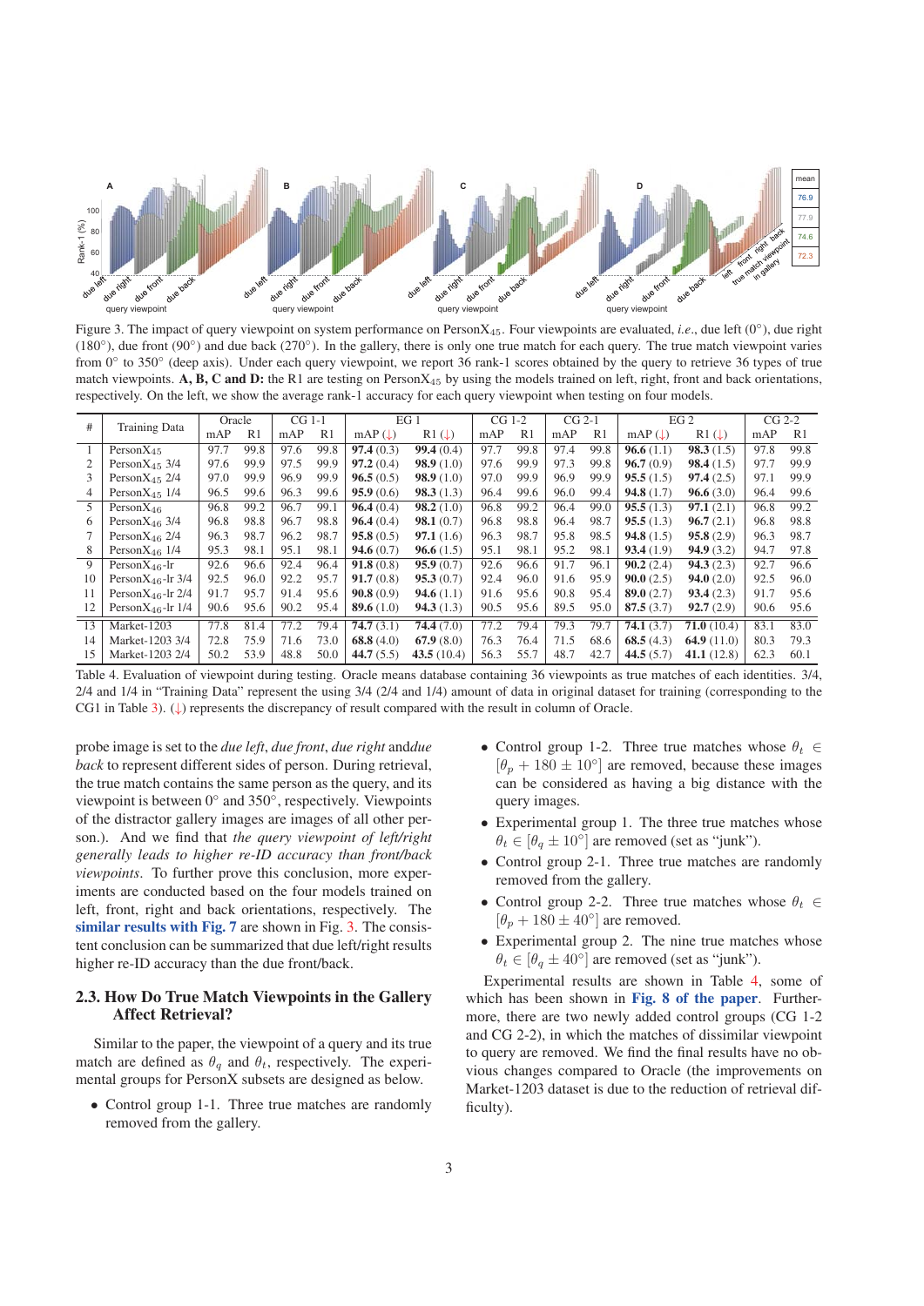A B C D

100
80
60
40

Rank-1 (%)

due left due right due front due back
query viewpoint

mean
76.9
77.9
74.6
72.3

left front right back
true match viewpoint
in gallery

Figure 3. The impact of query viewpoint on system performance on PersonX$_{45}$. Four viewpoints are evaluated, *i.e*., due left (0°), due right (180°), due front (90°) and due back (270°). In the gallery, there is only one true match for each query. The true match viewpoint varies from 0° to 350° (deep axis). Under each query viewpoint, we report 36 rank-1 scores obtained by the query to retrieve 36 types of true match viewpoints. **A, B, C and D:** the R1 are testing on PersonX$_{45}$ by using the models trained on left, right, front and back orientations, respectively. On the left, we show the average rank-1 accuracy for each query viewpoint when testing on four models.

| # | Training Data | Oracle | | CG 1-1 | | EG 1 | | CG 1-2 | | CG 2-1 | | EG 2 | | CG 2-2 | |
|---|---|---|---|---|---|---|---|---|---|---|---|---|---|---|---|
| | | mAP | R1 | mAP | R1 | mAP (↓) | R1 (↓) | mAP | R1 | mAP | R1 | mAP (↓) | R1 (↓) | mAP | R1 |
| 1 | PersonX$_{45}$ | 97.7 | 99.8 | 97.6 | 99.8 | **97.4** (0.3) | **99.4** (0.4) | 97.7 | 99.8 | 97.4 | 99.8 | **96.6** (1.1) | **98.3** (1.5) | 97.8 | 99.8 |
| 2 | PersonX$_{45}$ 3/4 | 97.6 | 99.9 | 97.5 | 99.9 | **97.2** (0.4) | **98.9** (1.0) | 97.6 | 99.9 | 97.3 | 99.8 | **96.7** (0.9) | **98.4** (1.5) | 97.7 | 99.9 |
| 3 | PersonX$_{45}$ 2/4 | 97.0 | 99.9 | 96.9 | 99.9 | **96.5** (0.5) | **98.9** (1.0) | 97.0 | 99.9 | 96.9 | 99.9 | **95.5** (1.5) | **97.4** (2.5) | 97.1 | 99.9 |
| 4 | PersonX$_{45}$ 1/4 | 96.5 | 99.6 | 96.3 | 99.6 | **95.9** (0.6) | **98.3** (1.3) | 96.4 | 99.6 | 96.0 | 99.4 | **94.8** (1.7) | **96.6** (3.0) | 96.4 | 99.6 |
| 5 | PersonX$_{46}$ | 96.8 | 99.2 | 96.7 | 99.1 | **96.4** (0.4) | **98.2** (1.0) | 96.8 | 99.2 | 96.4 | 99.0 | **95.5** (1.3) | **97.1** (2.1) | 96.8 | 99.2 |
| 6 | PersonX$_{46}$ 3/4 | 96.8 | 98.8 | 96.7 | 98.8 | **96.4** (0.4) | **98.1** (0.7) | 96.8 | 98.8 | 96.4 | 98.7 | **95.5** (1.3) | **96.7** (2.1) | 96.8 | 98.8 |
| 7 | PersonX$_{46}$ 2/4 | 96.3 | 98.7 | 96.2 | 98.7 | **95.8** (0.5) | **97.1** (1.6) | 96.3 | 98.7 | 95.8 | 98.5 | **94.8** (1.5) | **95.8** (2.9) | 96.3 | 98.7 |
| 8 | PersonX$_{46}$ 1/4 | 95.3 | 98.1 | 95.1 | 98.1 | **94.6** (0.7) | **96.6** (1.5) | 95.1 | 98.1 | 95.2 | 98.1 | **93.4** (1.9) | **94.9** (3.2) | 94.7 | 97.8 |
| 9 | PersonX$_{46}$-lr | 92.6 | 96.6 | 92.4 | 96.4 | **91.8** (0.8) | **95.9** (0.7) | 92.6 | 96.6 | 91.7 | 96.1 | **90.2** (2.4) | **94.3** (2.3) | 92.7 | 96.6 |
| 10 | PersonX$_{46}$-lr 3/4 | 92.5 | 96.0 | 92.2 | 95.7 | **91.7** (0.8) | **95.3** (0.7) | 92.4 | 96.0 | 91.6 | 95.9 | **90.0** (2.5) | **94.0** (2.0) | 92.5 | 96.0 |
| 11 | PersonX$_{46}$-lr 2/4 | 91.7 | 95.7 | 91.4 | 95.6 | **90.8** (0.9) | **94.6** (1.1) | 91.6 | 95.6 | 90.8 | 95.4 | **89.0** (2.7) | **93.4** (2.3) | 91.7 | 95.6 |
| 12 | PersonX$_{46}$-lr 1/4 | 90.6 | 95.6 | 90.2 | 95.4 | **89.6** (1.0) | **94.3** (1.3) | 90.5 | 95.6 | 89.5 | 95.0 | **87.5** (3.7) | **92.7** (2.9) | 90.6 | 95.6 |
| 13 | Market-1203 | 77.8 | 81.4 | 77.2 | 79.4 | **74.7** (3.1) | **74.4** (7.0) | 77.2 | 79.4 | 79.3 | 79.7 | **74.1** (3.7) | **71.0** (10.4) | 83.1 | 83.0 |
| 14 | Market-1203 3/4 | 72.8 | 75.9 | 71.6 | 73.0 | **68.8** (4.0) | **67.9** (8.0) | 76.3 | 76.4 | 71.5 | 68.6 | **68.5** (4.3) | **64.9** (11.0) | 80.3 | 79.3 |
| 15 | Market-1203 2/4 | 50.2 | 53.9 | 48.8 | 50.0 | **44.7** (5.5) | **43.5** (10.4) | 56.3 | 55.7 | 48.7 | 42.7 | **44.5** (5.7) | **41.1** (12.8) | 62.3 | 60.1 |

Table 4. Evaluation of viewpoint during testing. Oracle means database containing 36 viewpoints as true matches of each identities. 3/4, 2/4 and 1/4 in "Training Data" represent the using 3/4 (2/4 and 1/4) amount of data in original dataset for training (corresponding to the CG1 in Table 3). (↓) represents the discrepancy of result compared with the result in column of Oracle.

probe image is set to the *due left*, *due front*, *due right* and*due back* to represent different sides of person. During retrieval, the true match contains the same person as the query, and its viewpoint is between 0° and 350°, respectively. Viewpoints of the distractor gallery images are images of all other person.). And we find that *the query viewpoint of left/right generally leads to higher re-ID accuracy than front/back viewpoints*. To further prove this conclusion, more experiments are conducted based on the four models trained on left, front, right and back orientations, respectively. The **similar results with Fig. 7** are shown in Fig. 3. The consistent conclusion can be summarized that due left/right results higher re-ID accuracy than the due front/back.

## 2.3. How Do True Match Viewpoints in the Gallery Affect Retrieval?

Similar to the paper, the viewpoint of a query and its true match are defined as $\theta_q$ and $\theta_t$, respectively. The experimental groups for PersonX subsets are designed as below.

- Control group 1-1. Three true matches are randomly removed from the gallery.
- Control group 1-2. Three true matches whose $\theta_t \in [\theta_p + 180 \pm 10°]$ are removed, because these images can be considered as having a big distance with the query images.
- Experimental group 1. The three true matches whose $\theta_t \in [\theta_q \pm 10°]$ are removed (set as "junk").
- Control group 2-1. Three true matches are randomly removed from the gallery.
- Control group 2-2. Three true matches whose $\theta_t \in [\theta_p + 180 \pm 40°]$ are removed.
- Experimental group 2. The nine true matches whose $\theta_t \in [\theta_q \pm 40°]$ are removed (set as "junk").

Experimental results are shown in Table 4, some of which has been shown in **Fig. 8 of the paper**. Furthermore, there are two newly added control groups (CG 1-2 and CG 2-2), in which the matches of dissimilar viewpoint to query are removed. We find the final results have no obvious changes compared to Oracle (the improvements on Market-1203 dataset is due to the reduction of retrieval difficulty).